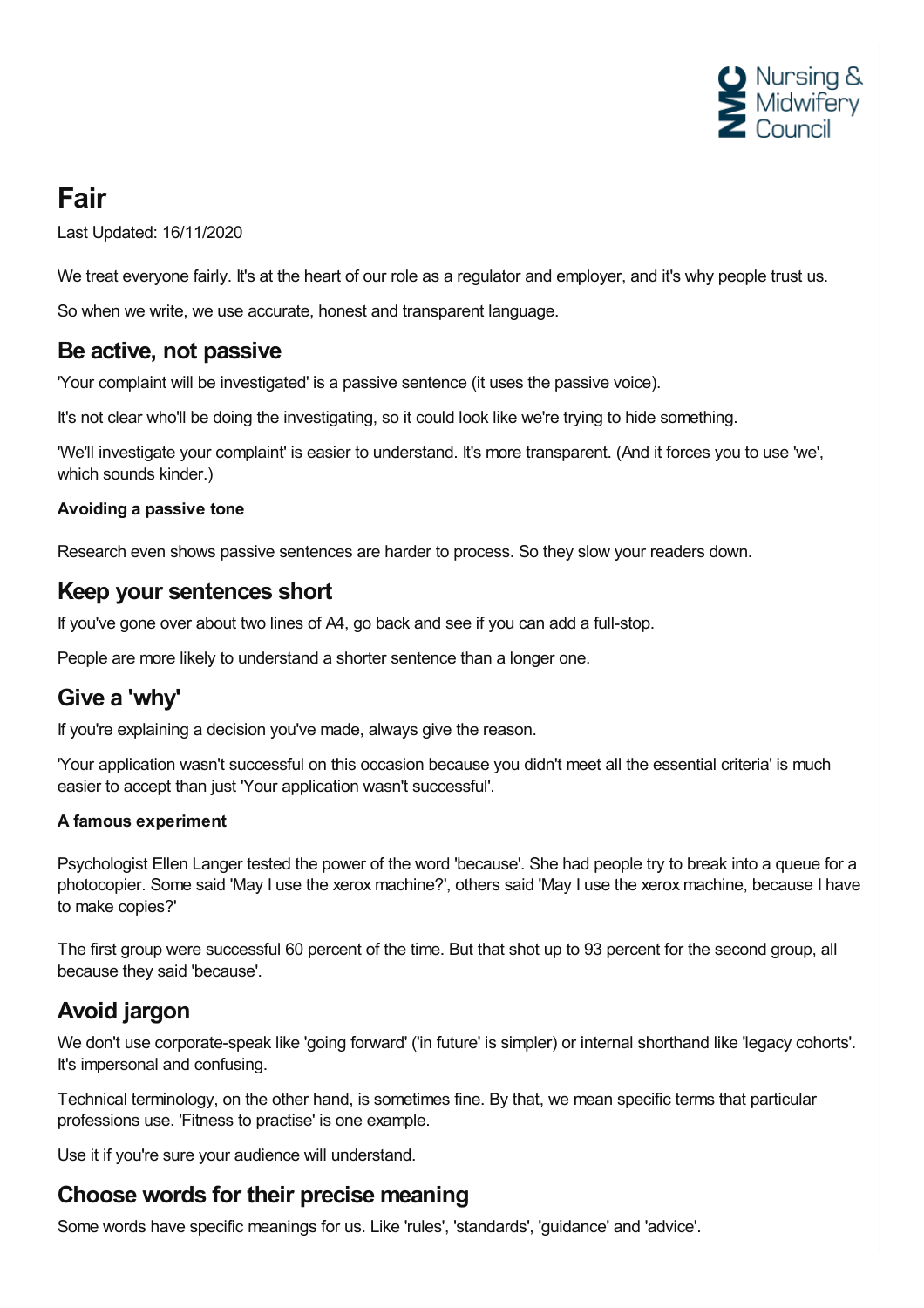# Fair

Last Updated: 16/11/2020

We treat everyone fairly. It's at the heart of our role as a regulator and employer, and it's why people trust us.

So when we write, we use accurate, honest and transparent language.

## Be active, not passive

'Your complaint will be investigated' is a passive sentence (it uses the passive voice).

It's not clear who'll be doing the investigating, so it could look like we're trying to hide something.

'We'll investigate your complaint' is easier to understand. It's more transparent. (And it forces you to use 'we', which sounds kinder.)

#### Avoiding a passive tone

Research even shows passive sentences are harder to process. So they slow your readers down.

## Keep your sentences short

If you've gone over about two lines of A4, go back and see if you can add a full-stop.

People are more likely to understand a shorter sentence than a longer one.

## Give a 'why'

If you're explaining a decision you've made, always give the reason.

'Your application wasn't successful on this occasion because you didn't meet all the essential criteria' is much easier to accept than just 'Your application wasn't successful'.

#### A famous experiment

Psychologist Ellen Langer tested the power of the word 'because'. She had people try to break into a queue for a photocopier. Some said 'May I use the xerox machine?', others said 'May I use the xerox machine, because I have to make copies?'

The first group were successful 60 percent of the time. But that shot up to 93 percent for the second group, all because they said 'because'.

## Avoid jargon

We don't use corporate-speak like 'going forward' ('in future' is simpler) or internal shorthand like 'legacy cohorts'. It's impersonal and confusing.

Technical terminology, on the other hand, is sometimes fine. By that, we mean specific terms that particular professions use. 'Fitness to practise' is one example.

Use it if you're sure your audience will understand.

## Choose words for their precise meaning

Some words have specific meanings for us. Like 'rules', 'standards', 'guidance' and 'advice'.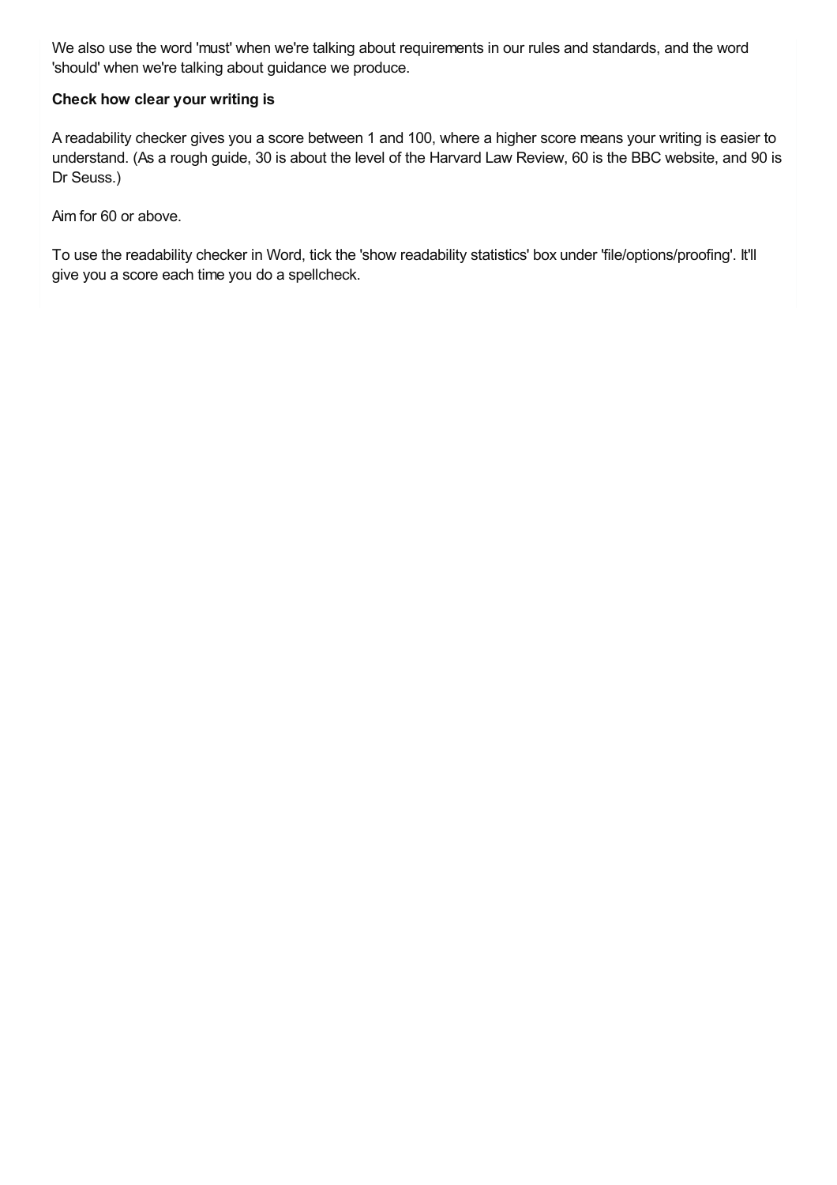We also use the word 'must' when we're talking about requirements in our rules and standards, and the word 'should' when we're talking about guidance we produce.

**Check how clear your writing is**

A readability checker gives you a score between 1 and 100, where a higher score means your writing is easier to understand. (As a rough guide, 30 is about the level of the Harvard Law Review, 60 is the BBC website, and 90 is Dr Seuss.)

Aim for 60 or above.

To use the readability checker in Word, tick the 'show readability statistics' box under 'file/options/proofing'. It'll give you a score each time you do a spellcheck.